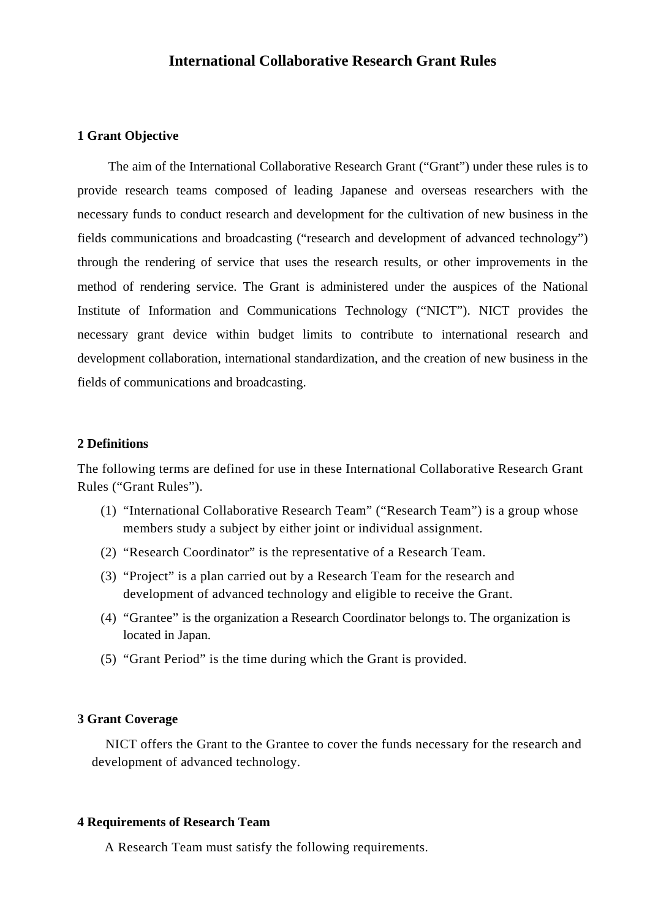# International Collaborative Research Grant Rules

## 1 Grant Objective

The aim of the International Collaborative Research Grant ("Grant") under these rules is to provide research teams composed of leading Japanese and overseas researchers with the necessary funds to conduct research and development for the cultivation of new business in the fields communications and broadcasting ("research and development of advanced technology") through the rendering of service that uses the research results, or other improvements in the method of rendering service. The Grant is administered under the auspices of the National Institute of Information and Communications Technology ("NICT"). NICT provides the necessary grant device within budget limits to contribute to international research and development collaboration, international standardization, and the creation of new business in the fields of communications and broadcasting.

## 2 Definitions

The following terms are defined for use in these International Collaborative Research Grant Rules ("Grant Rules").

(1) "International Collaborative Research Team" ("Research Team") is a group whose members study a subject by either joint or individual assignment.

(2) "Research Coordinator" is the representative of a Research Team.

(3) "Project" is a plan carried out by a Research Team for the research and development of advanced technology and eligible to receive the Grant.

(4) "Grantee" is the organization a Research Coordinator belongs to. The organization is located in Japan.

(5) "Grant Period" is the time during which the Grant is provided.

## 3 Grant Coverage

NICT offers the Grant to the Grantee to cover the funds necessary for the research and development of advanced technology.

## 4 Requirements of Research Team

A Research Team must satisfy the following requirements.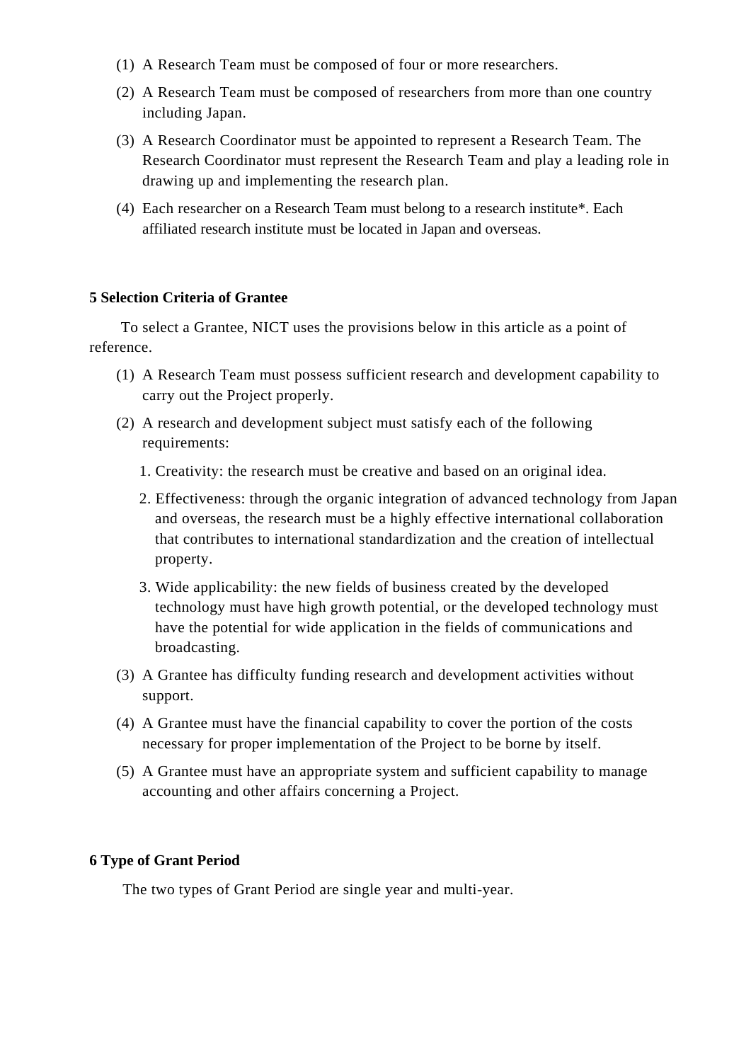(1) A Research Team must be composed of four or more researchers.

(2) A Research Team must be composed of researchers from more than one country including Japan.

(3) A Research Coordinator must be appointed to represent a Research Team. The Research Coordinator must represent the Research Team and play a leading role in drawing up and implementing the research plan.

(4) Each researcher on a Research Team must belong to a research institute*. Each affiliated research institute must be located in Japan and overseas.

**5 Selection Criteria of Grantee**

To select a Grantee, NICT uses the provisions below in this article as a point of reference.

(1) A Research Team must possess sufficient research and development capability to carry out the Project properly.

(2) A research and development subject must satisfy each of the following requirements:

1. Creativity: the research must be creative and based on an original idea.
2. Effectiveness: through the organic integration of advanced technology from Japan and overseas, the research must be a highly effective international collaboration that contributes to international standardization and the creation of intellectual property.
3. Wide applicability: the new fields of business created by the developed technology must have high growth potential, or the developed technology must have the potential for wide application in the fields of communications and broadcasting.

(3) A Grantee has difficulty funding research and development activities without support.

(4) A Grantee must have the financial capability to cover the portion of the costs necessary for proper implementation of the Project to be borne by itself.

(5) A Grantee must have an appropriate system and sufficient capability to manage accounting and other affairs concerning a Project.

**6 Type of Grant Period**

The two types of Grant Period are single year and multi-year.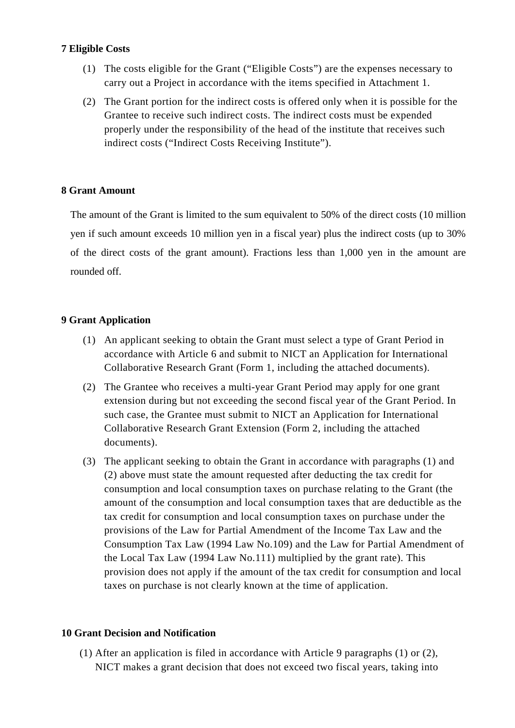**7 Eligible Costs**

(1) The costs eligible for the Grant ("Eligible Costs") are the expenses necessary to carry out a Project in accordance with the items specified in Attachment 1.

(2) The Grant portion for the indirect costs is offered only when it is possible for the Grantee to receive such indirect costs. The indirect costs must be expended properly under the responsibility of the head of the institute that receives such indirect costs ("Indirect Costs Receiving Institute").

**8 Grant Amount**

The amount of the Grant is limited to the sum equivalent to 50% of the direct costs (10 million yen if such amount exceeds 10 million yen in a fiscal year) plus the indirect costs (up to 30% of the direct costs of the grant amount). Fractions less than 1,000 yen in the amount are rounded off.

**9 Grant Application**

(1) An applicant seeking to obtain the Grant must select a type of Grant Period in accordance with Article 6 and submit to NICT an Application for International Collaborative Research Grant (Form 1, including the attached documents).

(2) The Grantee who receives a multi-year Grant Period may apply for one grant extension during but not exceeding the second fiscal year of the Grant Period. In such case, the Grantee must submit to NICT an Application for International Collaborative Research Grant Extension (Form 2, including the attached documents).

(3) The applicant seeking to obtain the Grant in accordance with paragraphs (1) and (2) above must state the amount requested after deducting the tax credit for consumption and local consumption taxes on purchase relating to the Grant (the amount of the consumption and local consumption taxes that are deductible as the tax credit for consumption and local consumption taxes on purchase under the provisions of the Law for Partial Amendment of the Income Tax Law and the Consumption Tax Law (1994 Law No.109) and the Law for Partial Amendment of the Local Tax Law (1994 Law No.111) multiplied by the grant rate). This provision does not apply if the amount of the tax credit for consumption and local taxes on purchase is not clearly known at the time of application.

**10 Grant Decision and Notification**

(1) After an application is filed in accordance with Article 9 paragraphs (1) or (2), NICT makes a grant decision that does not exceed two fiscal years, taking into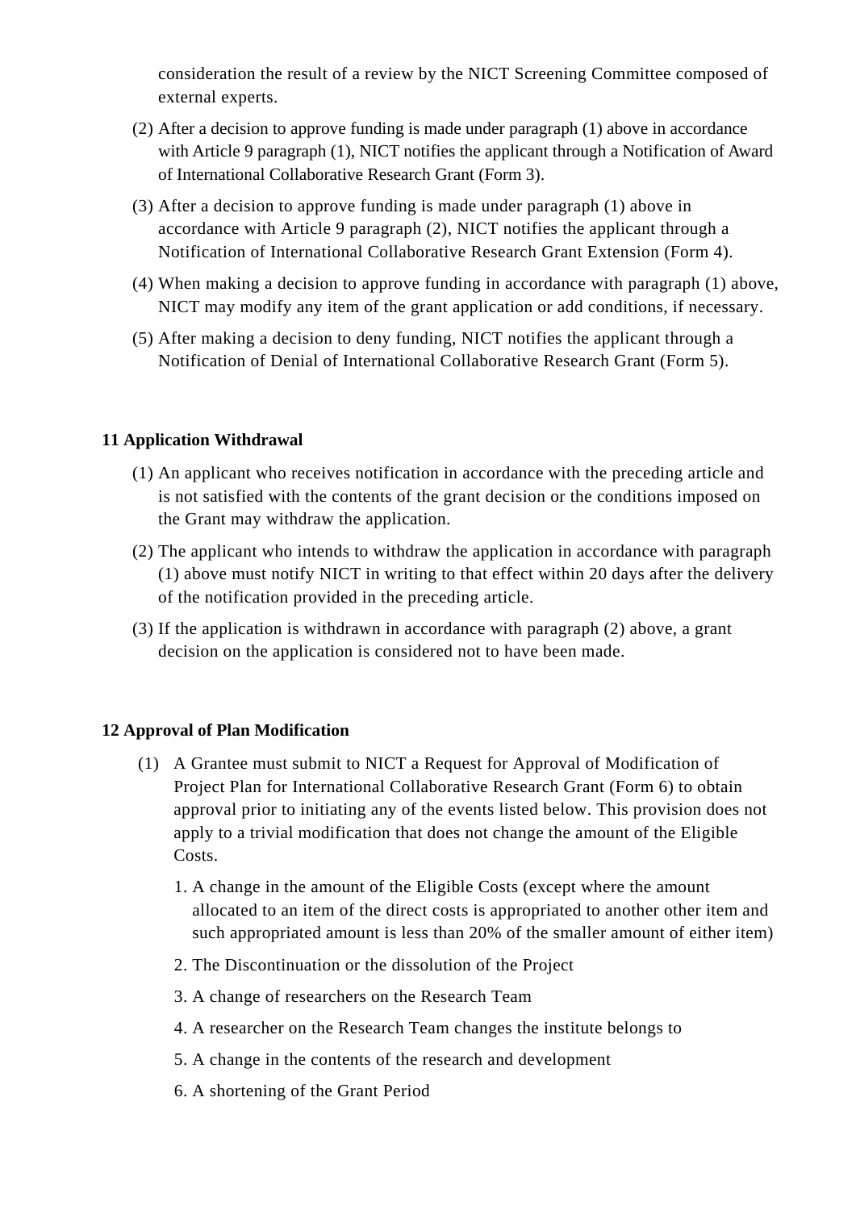consideration the result of a review by the NICT Screening Committee composed of external experts.

(2) After a decision to approve funding is made under paragraph (1) above in accordance with Article 9 paragraph (1), NICT notifies the applicant through a Notification of Award of International Collaborative Research Grant (Form 3).

(3) After a decision to approve funding is made under paragraph (1) above in accordance with Article 9 paragraph (2), NICT notifies the applicant through a Notification of International Collaborative Research Grant Extension (Form 4).

(4) When making a decision to approve funding in accordance with paragraph (1) above, NICT may modify any item of the grant application or add conditions, if necessary.

(5) After making a decision to deny funding, NICT notifies the applicant through a Notification of Denial of International Collaborative Research Grant (Form 5).

**11 Application Withdrawal**

(1) An applicant who receives notification in accordance with the preceding article and is not satisfied with the contents of the grant decision or the conditions imposed on the Grant may withdraw the application.

(2) The applicant who intends to withdraw the application in accordance with paragraph (1) above must notify NICT in writing to that effect within 20 days after the delivery of the notification provided in the preceding article.

(3) If the application is withdrawn in accordance with paragraph (2) above, a grant decision on the application is considered not to have been made.

**12 Approval of Plan Modification**

(1) A Grantee must submit to NICT a Request for Approval of Modification of Project Plan for International Collaborative Research Grant (Form 6) to obtain approval prior to initiating any of the events listed below. This provision does not apply to a trivial modification that does not change the amount of the Eligible Costs.

1. A change in the amount of the Eligible Costs (except where the amount allocated to an item of the direct costs is appropriated to another other item and such appropriated amount is less than 20% of the smaller amount of either item)
2. The Discontinuation or the dissolution of the Project
3. A change of researchers on the Research Team
4. A researcher on the Research Team changes the institute belongs to
5. A change in the contents of the research and development
6. A shortening of the Grant Period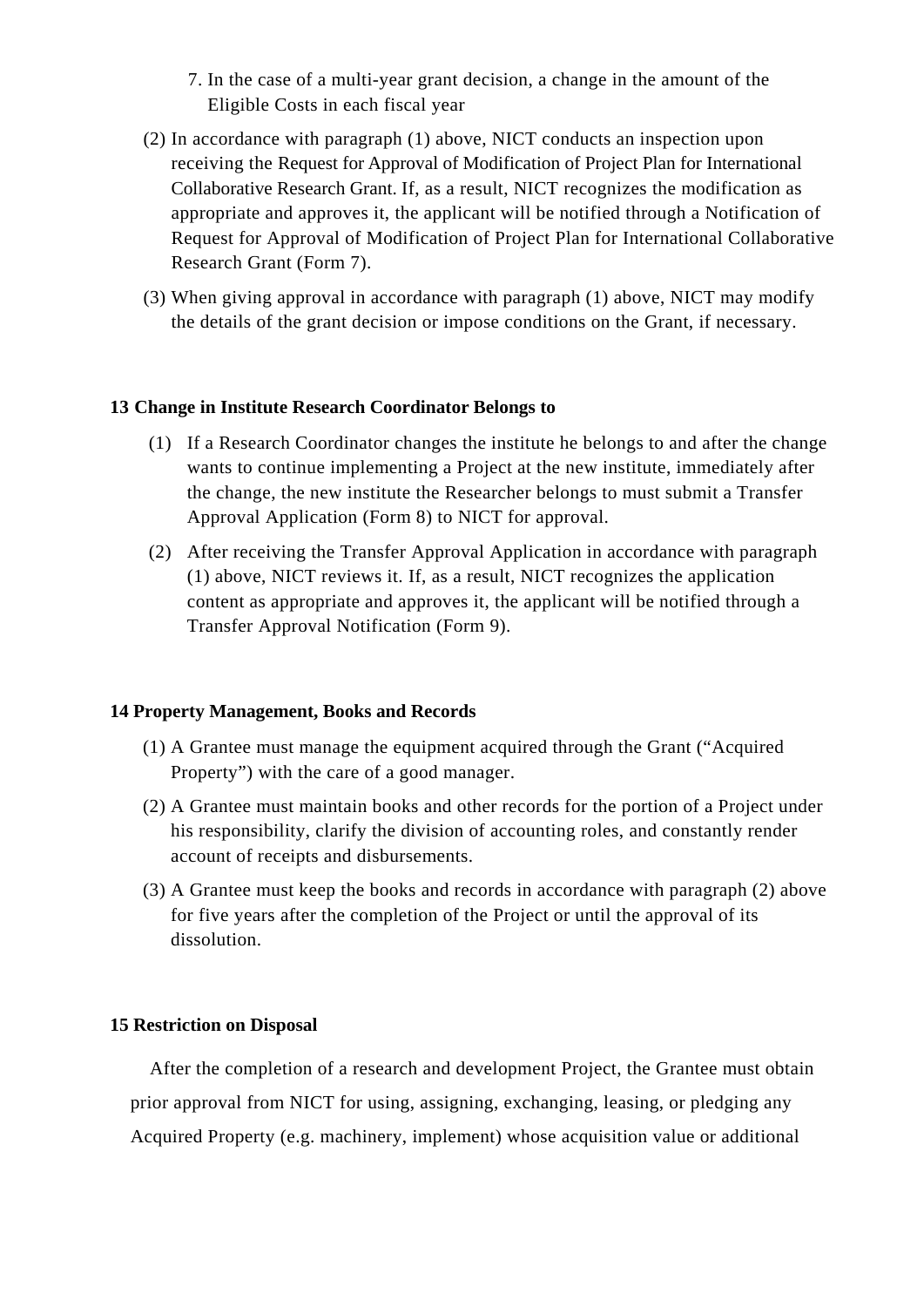7. In the case of a multi-year grant decision, a change in the amount of the Eligible Costs in each fiscal year

(2) In accordance with paragraph (1) above, NICT conducts an inspection upon receiving the Request for Approval of Modification of Project Plan for International Collaborative Research Grant. If, as a result, NICT recognizes the modification as appropriate and approves it, the applicant will be notified through a Notification of Request for Approval of Modification of Project Plan for International Collaborative Research Grant (Form 7).

(3) When giving approval in accordance with paragraph (1) above, NICT may modify the details of the grant decision or impose conditions on the Grant, if necessary.

**13 Change in Institute Research Coordinator Belongs to**

(1) If a Research Coordinator changes the institute he belongs to and after the change wants to continue implementing a Project at the new institute, immediately after the change, the new institute the Researcher belongs to must submit a Transfer Approval Application (Form 8) to NICT for approval.

(2) After receiving the Transfer Approval Application in accordance with paragraph (1) above, NICT reviews it. If, as a result, NICT recognizes the application content as appropriate and approves it, the applicant will be notified through a Transfer Approval Notification (Form 9).

**14 Property Management, Books and Records**

(1) A Grantee must manage the equipment acquired through the Grant ("Acquired Property") with the care of a good manager.

(2) A Grantee must maintain books and other records for the portion of a Project under his responsibility, clarify the division of accounting roles, and constantly render account of receipts and disbursements.

(3) A Grantee must keep the books and records in accordance with paragraph (2) above for five years after the completion of the Project or until the approval of its dissolution.

**15 Restriction on Disposal**

After the completion of a research and development Project, the Grantee must obtain prior approval from NICT for using, assigning, exchanging, leasing, or pledging any Acquired Property (e.g. machinery, implement) whose acquisition value or additional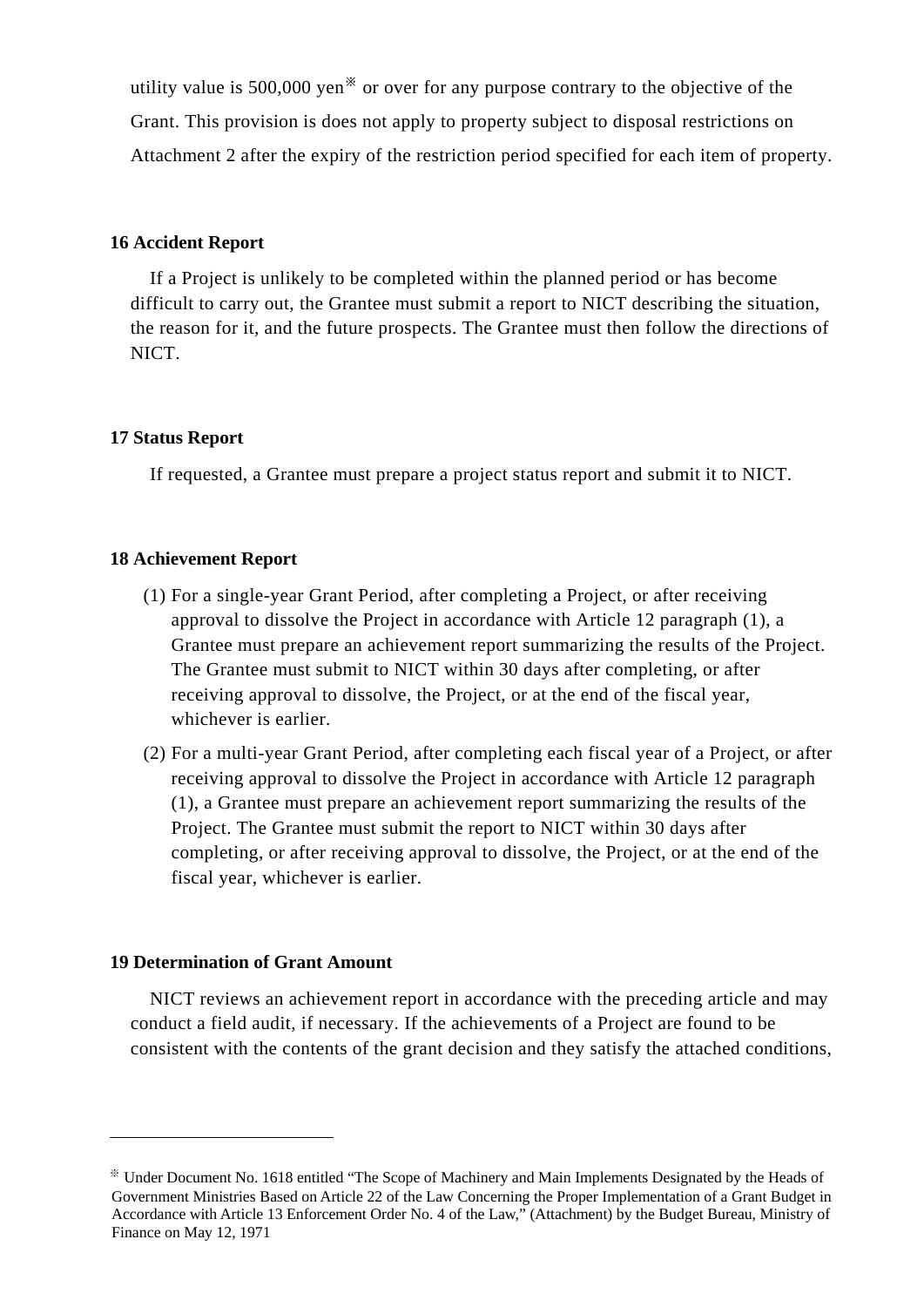utility value is 500,000 yen※ or over for any purpose contrary to the objective of the Grant. This provision is does not apply to property subject to disposal restrictions on Attachment 2 after the expiry of the restriction period specified for each item of property.

**16 Accident Report**

If a Project is unlikely to be completed within the planned period or has become difficult to carry out, the Grantee must submit a report to NICT describing the situation, the reason for it, and the future prospects. The Grantee must then follow the directions of NICT.

**17 Status Report**

If requested, a Grantee must prepare a project status report and submit it to NICT.

**18 Achievement Report**

(1) For a single-year Grant Period, after completing a Project, or after receiving approval to dissolve the Project in accordance with Article 12 paragraph (1), a Grantee must prepare an achievement report summarizing the results of the Project. The Grantee must submit to NICT within 30 days after completing, or after receiving approval to dissolve, the Project, or at the end of the fiscal year, whichever is earlier.

(2) For a multi-year Grant Period, after completing each fiscal year of a Project, or after receiving approval to dissolve the Project in accordance with Article 12 paragraph (1), a Grantee must prepare an achievement report summarizing the results of the Project. The Grantee must submit the report to NICT within 30 days after completing, or after receiving approval to dissolve, the Project, or at the end of the fiscal year, whichever is earlier.

**19 Determination of Grant Amount**

NICT reviews an achievement report in accordance with the preceding article and may conduct a field audit, if necessary. If the achievements of a Project are found to be consistent with the contents of the grant decision and they satisfy the attached conditions,

---

※ Under Document No. 1618 entitled "The Scope of Machinery and Main Implements Designated by the Heads of Government Ministries Based on Article 22 of the Law Concerning the Proper Implementation of a Grant Budget in Accordance with Article 13 Enforcement Order No. 4 of the Law," (Attachment) by the Budget Bureau, Ministry of Finance on May 12, 1971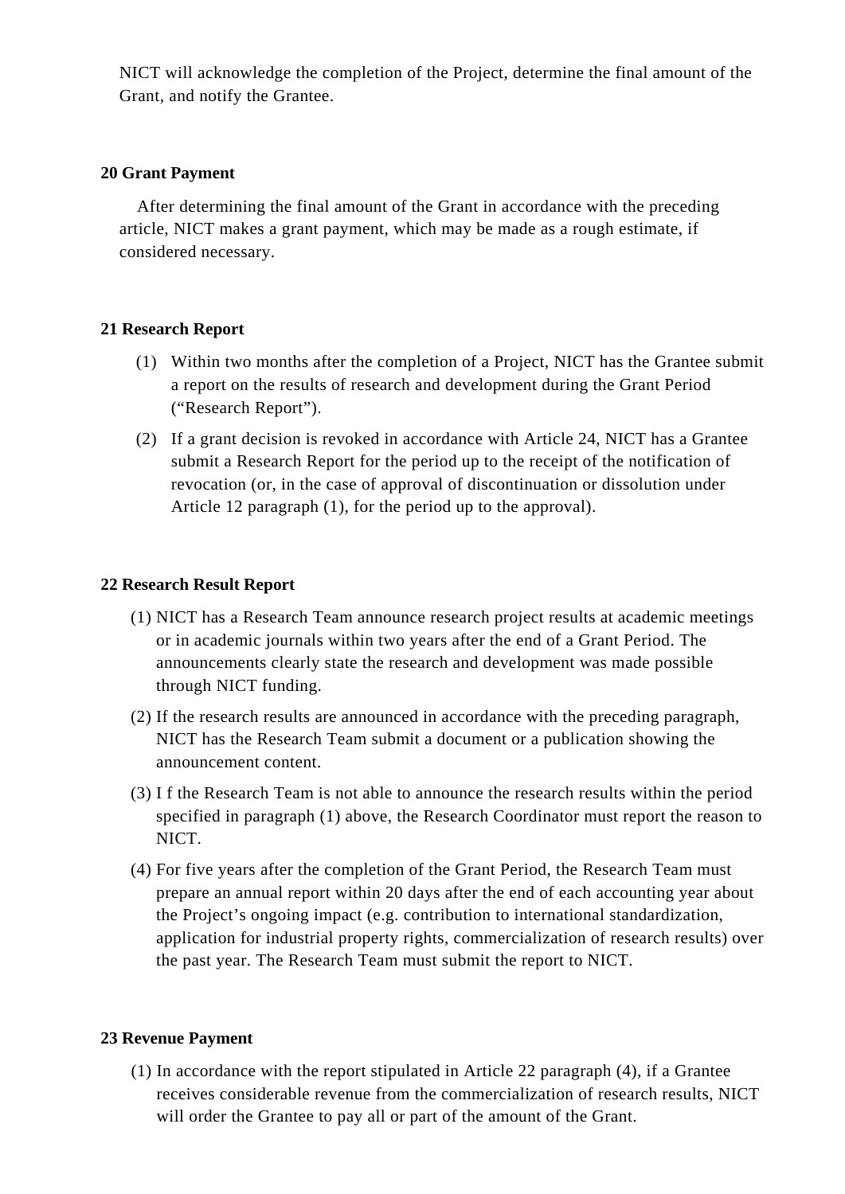NICT will acknowledge the completion of the Project, determine the final amount of the Grant, and notify the Grantee.

**20 Grant Payment**

After determining the final amount of the Grant in accordance with the preceding article, NICT makes a grant payment, which may be made as a rough estimate, if considered necessary.

**21 Research Report**

(1) Within two months after the completion of a Project, NICT has the Grantee submit a report on the results of research and development during the Grant Period ("Research Report").

(2) If a grant decision is revoked in accordance with Article 24, NICT has a Grantee submit a Research Report for the period up to the receipt of the notification of revocation (or, in the case of approval of discontinuation or dissolution under Article 12 paragraph (1), for the period up to the approval).

**22 Research Result Report**

(1) NICT has a Research Team announce research project results at academic meetings or in academic journals within two years after the end of a Grant Period. The announcements clearly state the research and development was made possible through NICT funding.

(2) If the research results are announced in accordance with the preceding paragraph, NICT has the Research Team submit a document or a publication showing the announcement content.

(3) I f the Research Team is not able to announce the research results within the period specified in paragraph (1) above, the Research Coordinator must report the reason to NICT.

(4) For five years after the completion of the Grant Period, the Research Team must prepare an annual report within 20 days after the end of each accounting year about the Project's ongoing impact (e.g. contribution to international standardization, application for industrial property rights, commercialization of research results) over the past year. The Research Team must submit the report to NICT.

**23 Revenue Payment**

(1) In accordance with the report stipulated in Article 22 paragraph (4), if a Grantee receives considerable revenue from the commercialization of research results, NICT will order the Grantee to pay all or part of the amount of the Grant.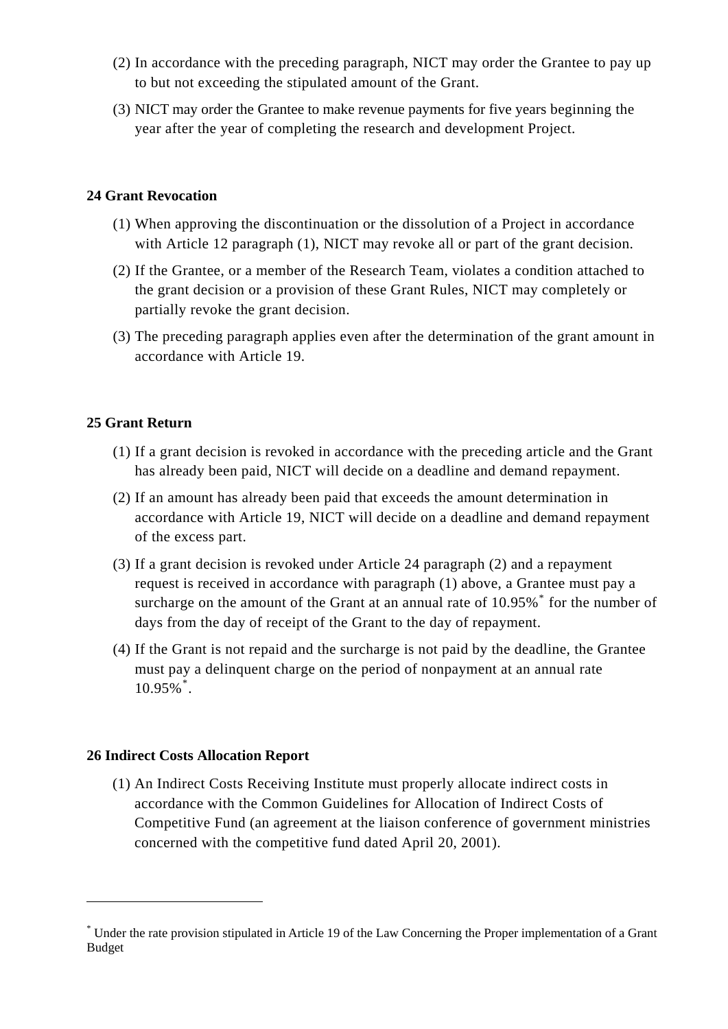(2) In accordance with the preceding paragraph, NICT may order the Grantee to pay up to but not exceeding the stipulated amount of the Grant.

(3) NICT may order the Grantee to make revenue payments for five years beginning the year after the year of completing the research and development Project.

### 24 Grant Revocation

(1) When approving the discontinuation or the dissolution of a Project in accordance with Article 12 paragraph (1), NICT may revoke all or part of the grant decision.

(2) If the Grantee, or a member of the Research Team, violates a condition attached to the grant decision or a provision of these Grant Rules, NICT may completely or partially revoke the grant decision.

(3) The preceding paragraph applies even after the determination of the grant amount in accordance with Article 19.

### 25 Grant Return

(1) If a grant decision is revoked in accordance with the preceding article and the Grant has already been paid, NICT will decide on a deadline and demand repayment.

(2) If an amount has already been paid that exceeds the amount determination in accordance with Article 19, NICT will decide on a deadline and demand repayment of the excess part.

(3) If a grant decision is revoked under Article 24 paragraph (2) and a repayment request is received in accordance with paragraph (1) above, a Grantee must pay a surcharge on the amount of the Grant at an annual rate of 10.95%[*] for the number of days from the day of receipt of the Grant to the day of repayment.

(4) If the Grant is not repaid and the surcharge is not paid by the deadline, the Grantee must pay a delinquent charge on the period of nonpayment at an annual rate 10.95%[*].

### 26 Indirect Costs Allocation Report

(1) An Indirect Costs Receiving Institute must properly allocate indirect costs in accordance with the Common Guidelines for Allocation of Indirect Costs of Competitive Fund (an agreement at the liaison conference of government ministries concerned with the competitive fund dated April 20, 2001).

---

[*] Under the rate provision stipulated in Article 19 of the Law Concerning the Proper implementation of a Grant Budget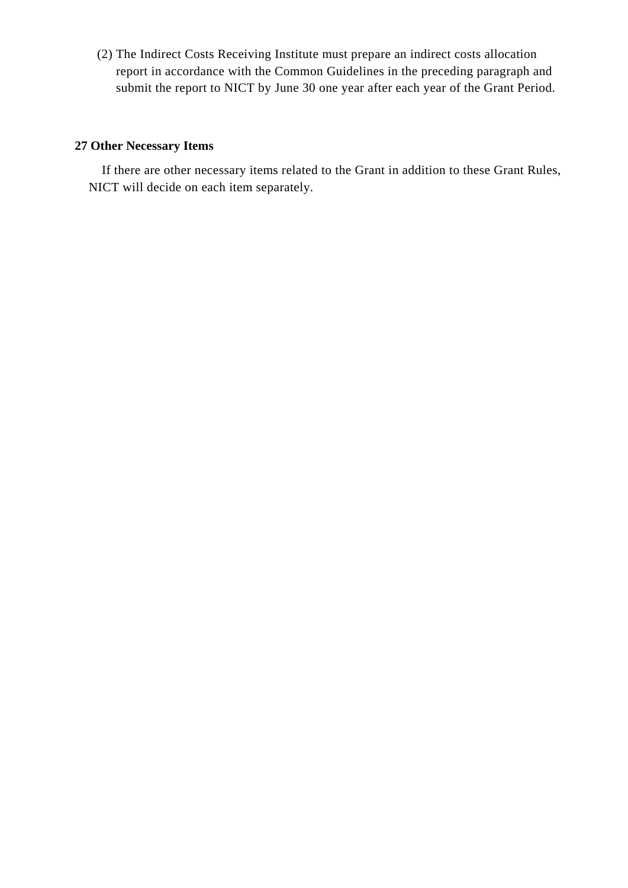(2) The Indirect Costs Receiving Institute must prepare an indirect costs allocation report in accordance with the Common Guidelines in the preceding paragraph and submit the report to NICT by June 30 one year after each year of the Grant Period.

## 27 Other Necessary Items

If there are other necessary items related to the Grant in addition to these Grant Rules, NICT will decide on each item separately.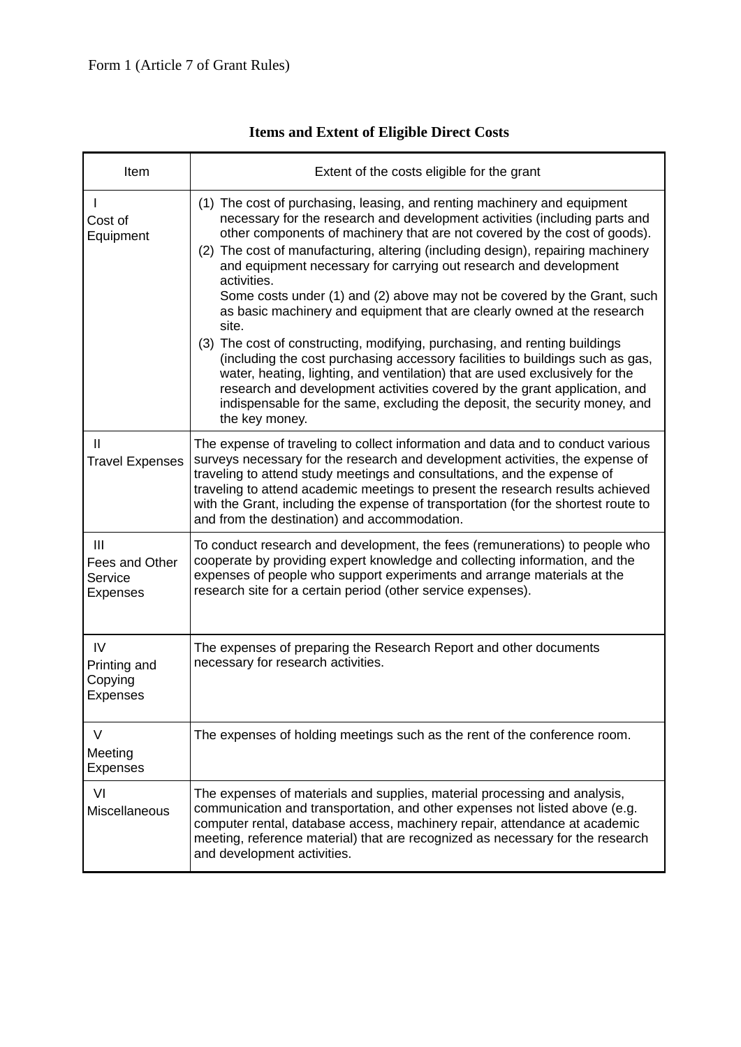Form 1 (Article 7 of Grant Rules)

## Items and Extent of Eligible Direct Costs

| Item | Extent of the costs eligible for the grant |
|---|---|
| I<br>Cost of Equipment | (1) The cost of purchasing, leasing, and renting machinery and equipment necessary for the research and development activities (including parts and other components of machinery that are not covered by the cost of goods).<br>(2) The cost of manufacturing, altering (including design), repairing machinery and equipment necessary for carrying out research and development activities.<br>Some costs under (1) and (2) above may not be covered by the Grant, such as basic machinery and equipment that are clearly owned at the research site.<br>(3) The cost of constructing, modifying, purchasing, and renting buildings (including the cost purchasing accessory facilities to buildings such as gas, water, heating, lighting, and ventilation) that are used exclusively for the research and development activities covered by the grant application, and indispensable for the same, excluding the deposit, the security money, and the key money. |
| II<br>Travel Expenses | The expense of traveling to collect information and data and to conduct various surveys necessary for the research and development activities, the expense of traveling to attend study meetings and consultations, and the expense of traveling to attend academic meetings to present the research results achieved with the Grant, including the expense of transportation (for the shortest route to and from the destination) and accommodation. |
| III<br>Fees and Other Service Expenses | To conduct research and development, the fees (remunerations) to people who cooperate by providing expert knowledge and collecting information, and the expenses of people who support experiments and arrange materials at the research site for a certain period (other service expenses). |
| IV<br>Printing and Copying Expenses | The expenses of preparing the Research Report and other documents necessary for research activities. |
| V<br>Meeting Expenses | The expenses of holding meetings such as the rent of the conference room. |
| VI<br>Miscellaneous | The expenses of materials and supplies, material processing and analysis, communication and transportation, and other expenses not listed above (e.g. computer rental, database access, machinery repair, attendance at academic meeting, reference material) that are recognized as necessary for the research and development activities. |